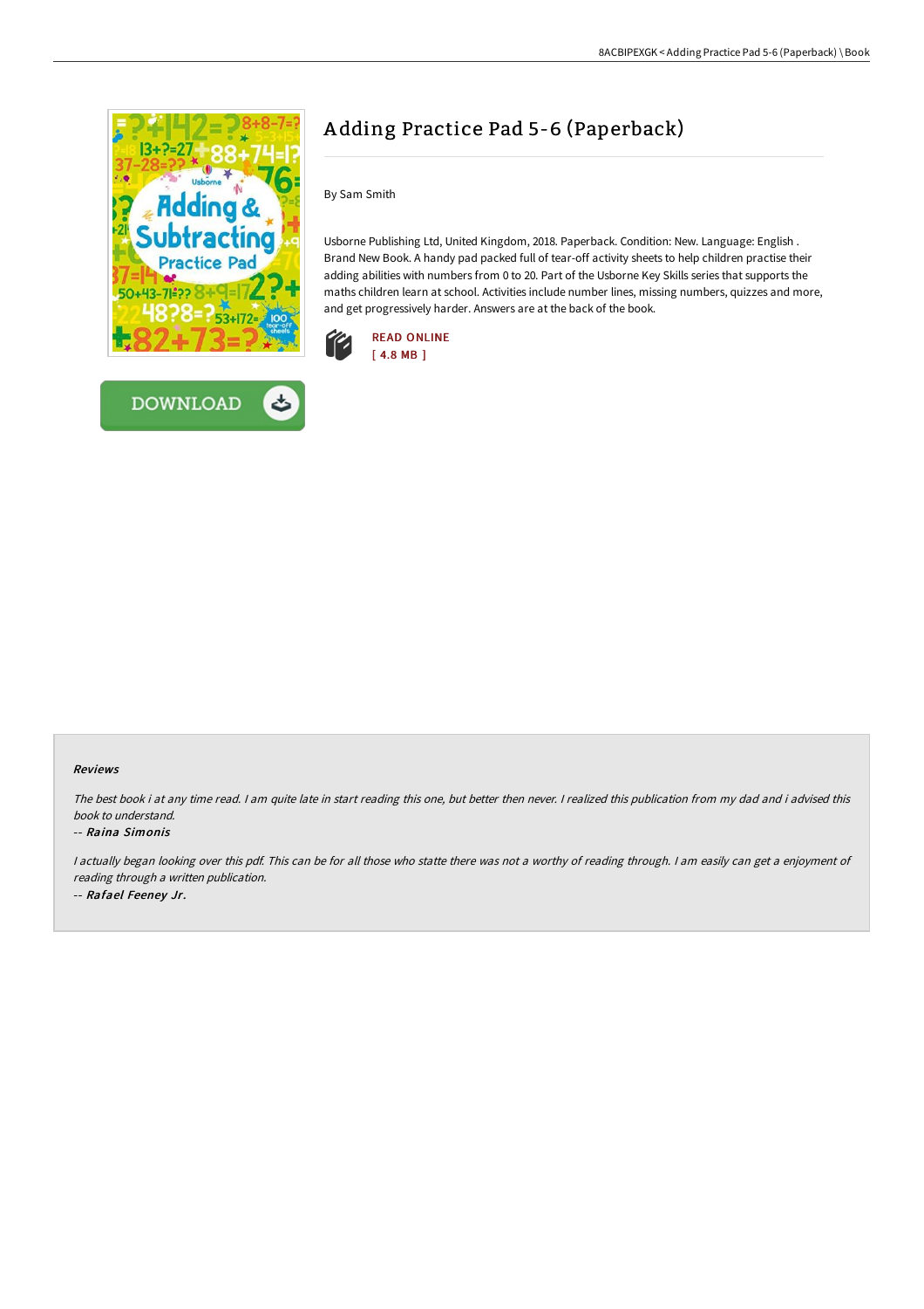# Adding Practice Pad 5-6 (Paperback)

By Sam Smith

Usborne Publishing Ltd, United Kingdom, 2018. Paperback. Condition: New. Language: English . Brand New Book. A handy pad packed full of tear-off activity sheets to help children practise their adding abilities with numbers from 0 to 20. Part of the Usborne Key Skills series that supports the maths children learn at school. Activities include number lines, missing numbers, quizzes and more, and get progressively harder. Answers are at the back of the book.

READ ONLINE
[ 4.8 MB ]

DOWNLOAD

### Reviews

*The best book i at any time read. I am quite late in start reading this one, but better then never. I realized this publication from my dad and i advised this book to understand.*

-- ***Raina Simonis***

*I actually began looking over this pdf. This can be for all those who statte there was not a worthy of reading through. I am easily can get a enjoyment of reading through a written publication.*

-- ***Rafael Feeney Jr.***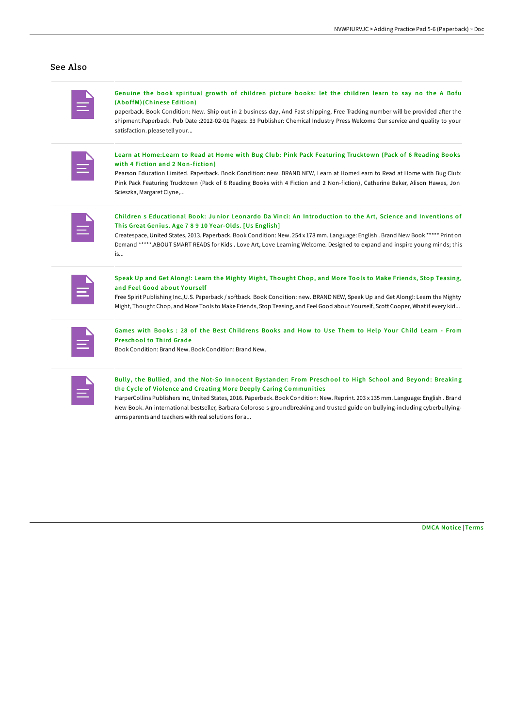## See Also

**Genuine the book spiritual growth of children picture books: let the children learn to say no the A Bofu (AboffM)(Chinese Edition)**

paperback. Book Condition: New. Ship out in 2 business day, And Fast shipping, Free Tracking number will be provided after the shipment.Paperback. Pub Date :2012-02-01 Pages: 33 Publisher: Chemical Industry Press Welcome Our service and quality to your satisfaction. please tell your...

**Learn at Home:Learn to Read at Home with Bug Club: Pink Pack Featuring Trucktown (Pack of 6 Reading Books with 4 Fiction and 2 Non-fiction)**

Pearson Education Limited. Paperback. Book Condition: new. BRAND NEW, Learn at Home:Learn to Read at Home with Bug Club: Pink Pack Featuring Trucktown (Pack of 6 Reading Books with 4 Fiction and 2 Non-fiction), Catherine Baker, Alison Hawes, Jon Scieszka, Margaret Clyne,...

**Children s Educational Book: Junior Leonardo Da Vinci: An Introduction to the Art, Science and Inventions of This Great Genius. Age 7 8 9 10 Year-Olds. [Us English]**

Createspace, United States, 2013. Paperback. Book Condition: New. 254 x 178 mm. Language: English . Brand New Book ***** Print on Demand *****.ABOUT SMART READS for Kids . Love Art, Love Learning Welcome. Designed to expand and inspire young minds; this is...

**Speak Up and Get Along!: Learn the Mighty Might, Thought Chop, and More Tools to Make Friends, Stop Teasing, and Feel Good about Yourself**

Free Spirit Publishing Inc.,U.S. Paperback / softback. Book Condition: new. BRAND NEW, Speak Up and Get Along!: Learn the Mighty Might, Thought Chop, and More Tools to Make Friends, Stop Teasing, and Feel Good about Yourself, Scott Cooper, What if every kid...

**Games with Books : 28 of the Best Childrens Books and How to Use Them to Help Your Child Learn - From Preschool to Third Grade**

Book Condition: Brand New. Book Condition: Brand New.

**Bully, the Bullied, and the Not-So Innocent Bystander: From Preschool to High School and Beyond: Breaking the Cycle of Violence and Creating More Deeply Caring Communities**

HarperCollins Publishers Inc, United States, 2016. Paperback. Book Condition: New. Reprint. 203 x 135 mm. Language: English . Brand New Book. An international bestseller, Barbara Coloroso s groundbreaking and trusted guide on bullying-including cyberbullying-arms parents and teachers with real solutions for a...

DMCA Notice | Terms